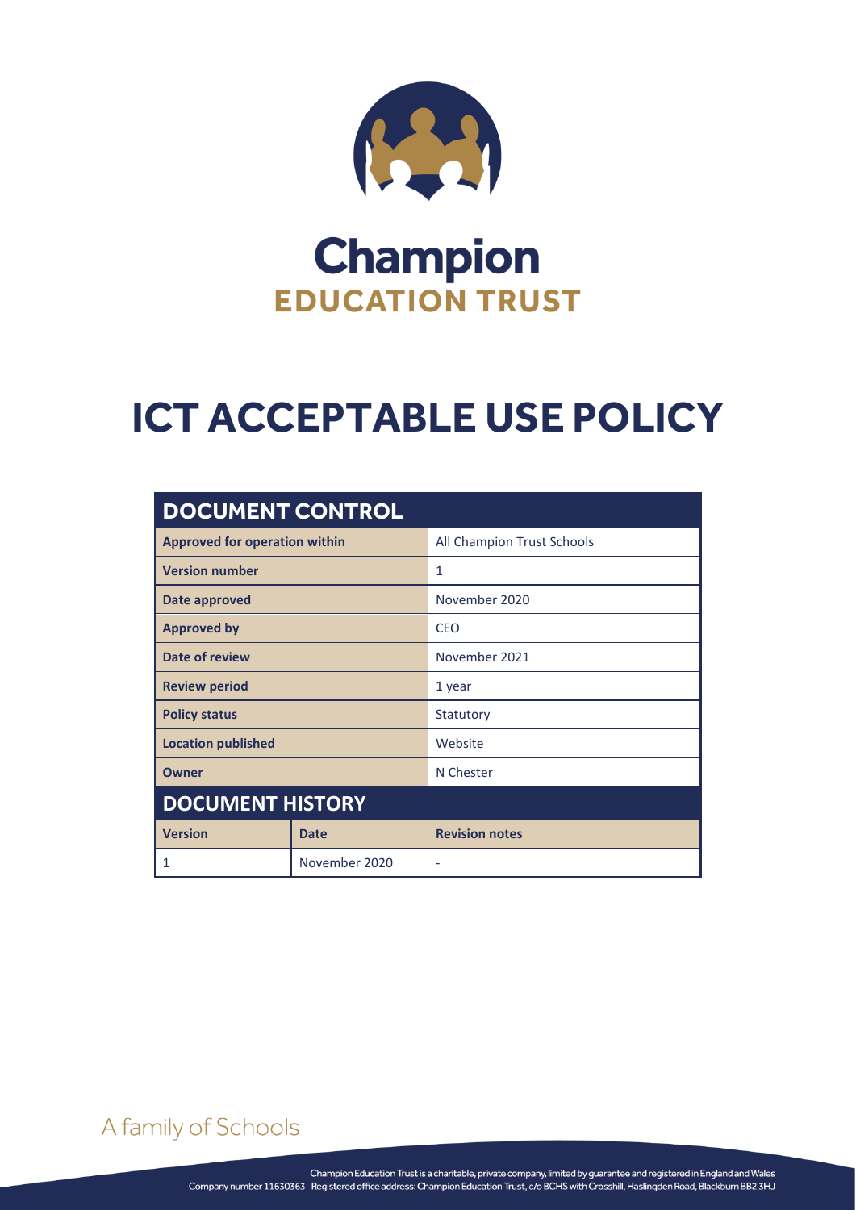# Champion
## EDUCATION TRUST

# ICT ACCEPTABLE USE POLICY

| DOCUMENT CONTROL | | |
|---|---|---|
| **Approved for operation within** | | All Champion Trust Schools |
| **Version number** | | 1 |
| **Date approved** | | November 2020 |
| **Approved by** | | CEO |
| **Date of review** | | November 2021 |
| **Review period** | | 1 year |
| **Policy status** | | Statutory |
| **Location published** | | Website |
| **Owner** | | N Chester |
| **DOCUMENT HISTORY** | | |
| **Version** | **Date** | **Revision notes** |
| 1 | November 2020 | - |

A family of Schools

Champion Education Trust is a charitable, private company, limited by guarantee and registered in England and Wales
Company number 11630363 Registered office address: Champion Education Trust, c/o BCHS with Crosshill, Haslingden Road, Blackburn BB2 3HJ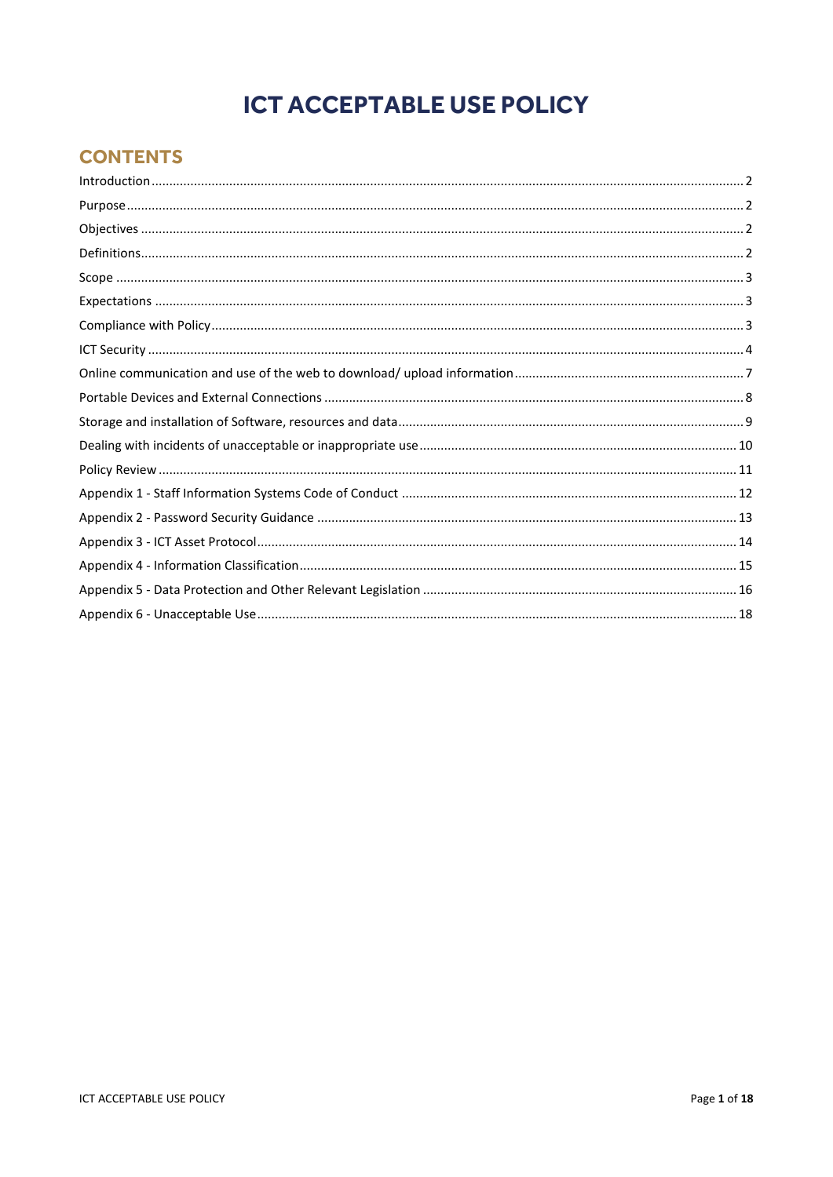# ICT ACCEPTABLE USE POLICY

## CONTENTS

Introduction ....................................................................................................................................................... 2
Purpose .............................................................................................................................................................. 2
Objectives ......................................................................................................................................................... 2
Definitions ......................................................................................................................................................... 2
Scope ................................................................................................................................................................. 3
Expectations ...................................................................................................................................................... 3
Compliance with Policy ...................................................................................................................................... 3
ICT Security ........................................................................................................................................................ 4
Online communication and use of the web to download/ upload information ................................................ 7
Portable Devices and External Connections ...................................................................................................... 8
Storage and installation of Software, resources and data ................................................................................. 9
Dealing with incidents of unacceptable or inappropriate use ......................................................................... 10
Policy Review ................................................................................................................................................... 11
Appendix 1 - Staff Information Systems Code of Conduct .............................................................................. 12
Appendix 2 - Password Security Guidance ...................................................................................................... 13
Appendix 3 - ICT Asset Protocol ....................................................................................................................... 14
Appendix 4 - Information Classification ........................................................................................................... 15
Appendix 5 - Data Protection and Other Relevant Legislation ........................................................................ 16
Appendix 6 - Unacceptable Use ....................................................................................................................... 18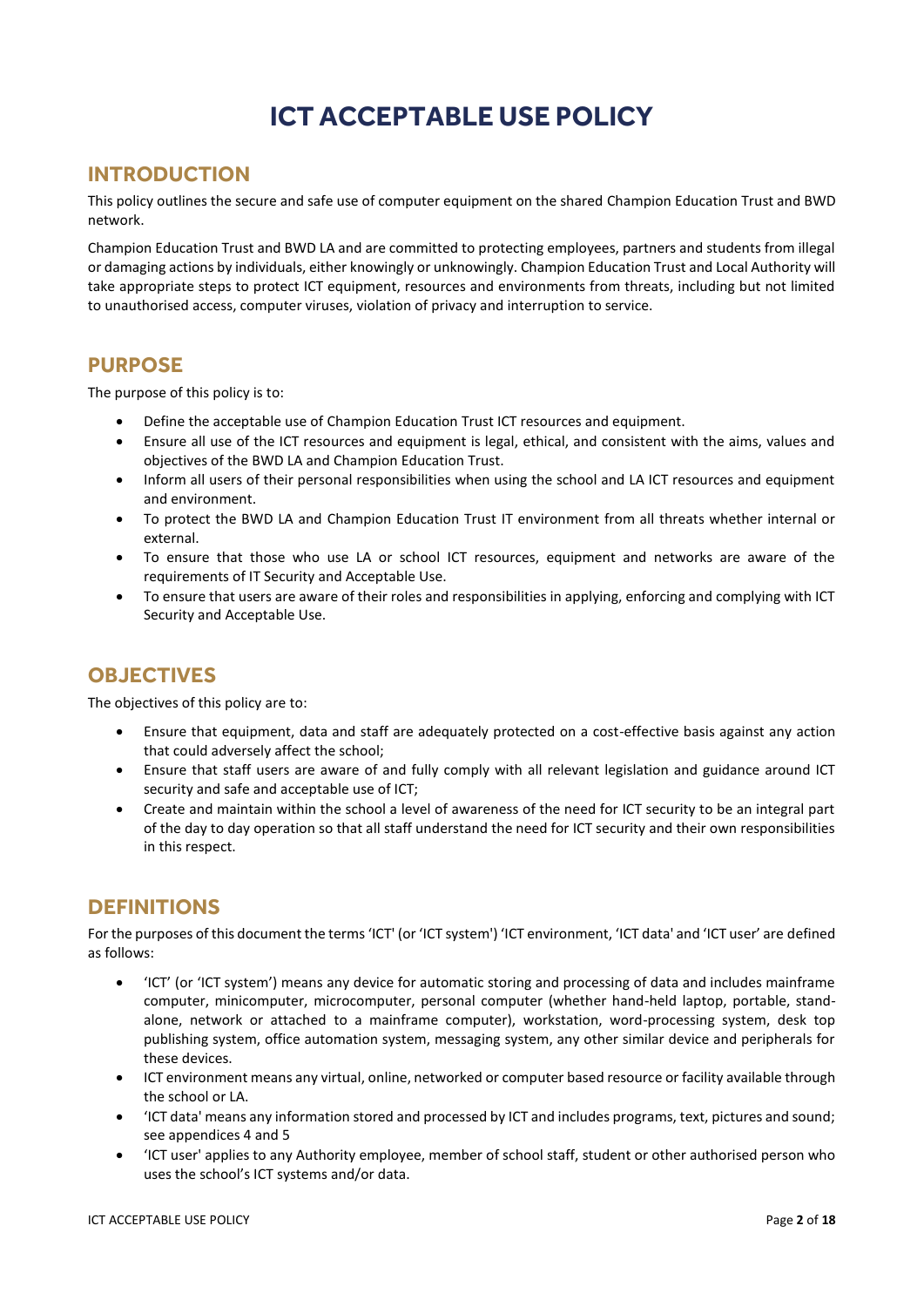# ICT ACCEPTABLE USE POLICY

## INTRODUCTION

This policy outlines the secure and safe use of computer equipment on the shared Champion Education Trust and BWD network.

Champion Education Trust and BWD LA and are committed to protecting employees, partners and students from illegal or damaging actions by individuals, either knowingly or unknowingly. Champion Education Trust and Local Authority will take appropriate steps to protect ICT equipment, resources and environments from threats, including but not limited to unauthorised access, computer viruses, violation of privacy and interruption to service.

## PURPOSE

The purpose of this policy is to:

- Define the acceptable use of Champion Education Trust ICT resources and equipment.
- Ensure all use of the ICT resources and equipment is legal, ethical, and consistent with the aims, values and objectives of the BWD LA and Champion Education Trust.
- Inform all users of their personal responsibilities when using the school and LA ICT resources and equipment and environment.
- To protect the BWD LA and Champion Education Trust IT environment from all threats whether internal or external.
- To ensure that those who use LA or school ICT resources, equipment and networks are aware of the requirements of IT Security and Acceptable Use.
- To ensure that users are aware of their roles and responsibilities in applying, enforcing and complying with ICT Security and Acceptable Use.

## OBJECTIVES

The objectives of this policy are to:

- Ensure that equipment, data and staff are adequately protected on a cost-effective basis against any action that could adversely affect the school;
- Ensure that staff users are aware of and fully comply with all relevant legislation and guidance around ICT security and safe and acceptable use of ICT;
- Create and maintain within the school a level of awareness of the need for ICT security to be an integral part of the day to day operation so that all staff understand the need for ICT security and their own responsibilities in this respect.

## DEFINITIONS

For the purposes of this document the terms 'ICT' (or 'ICT system') 'ICT environment, 'ICT data' and 'ICT user' are defined as follows:

- 'ICT' (or 'ICT system') means any device for automatic storing and processing of data and includes mainframe computer, minicomputer, microcomputer, personal computer (whether hand-held laptop, portable, stand-alone, network or attached to a mainframe computer), workstation, word-processing system, desk top publishing system, office automation system, messaging system, any other similar device and peripherals for these devices.
- ICT environment means any virtual, online, networked or computer based resource or facility available through the school or LA.
- 'ICT data' means any information stored and processed by ICT and includes programs, text, pictures and sound; see appendices 4 and 5
- 'ICT user' applies to any Authority employee, member of school staff, student or other authorised person who uses the school's ICT systems and/or data.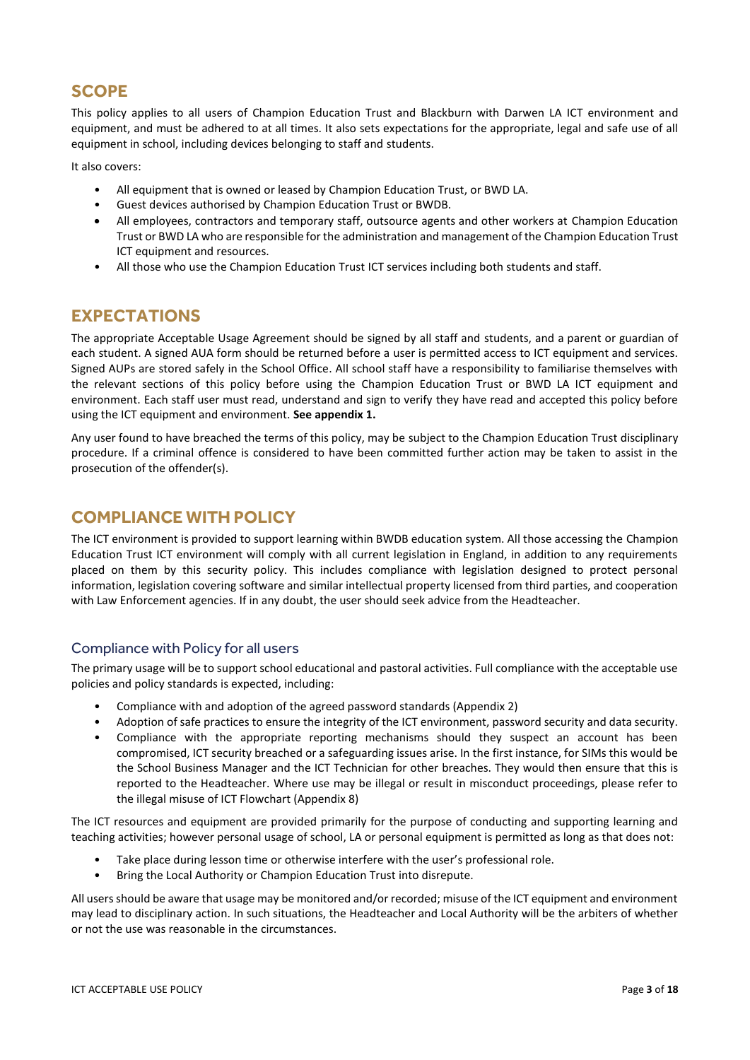## SCOPE

This policy applies to all users of Champion Education Trust and Blackburn with Darwen LA ICT environment and equipment, and must be adhered to at all times. It also sets expectations for the appropriate, legal and safe use of all equipment in school, including devices belonging to staff and students.

It also covers:

- All equipment that is owned or leased by Champion Education Trust, or BWD LA.
- Guest devices authorised by Champion Education Trust or BWDB.
- All employees, contractors and temporary staff, outsource agents and other workers at Champion Education Trust or BWD LA who are responsible for the administration and management of the Champion Education Trust ICT equipment and resources.
- All those who use the Champion Education Trust ICT services including both students and staff.

## EXPECTATIONS

The appropriate Acceptable Usage Agreement should be signed by all staff and students, and a parent or guardian of each student. A signed AUA form should be returned before a user is permitted access to ICT equipment and services. Signed AUPs are stored safely in the School Office. All school staff have a responsibility to familiarise themselves with the relevant sections of this policy before using the Champion Education Trust or BWD LA ICT equipment and environment. Each staff user must read, understand and sign to verify they have read and accepted this policy before using the ICT equipment and environment. **See appendix 1.**

Any user found to have breached the terms of this policy, may be subject to the Champion Education Trust disciplinary procedure. If a criminal offence is considered to have been committed further action may be taken to assist in the prosecution of the offender(s).

## COMPLIANCE WITH POLICY

The ICT environment is provided to support learning within BWDB education system. All those accessing the Champion Education Trust ICT environment will comply with all current legislation in England, in addition to any requirements placed on them by this security policy. This includes compliance with legislation designed to protect personal information, legislation covering software and similar intellectual property licensed from third parties, and cooperation with Law Enforcement agencies. If in any doubt, the user should seek advice from the Headteacher.

### Compliance with Policy for all users

The primary usage will be to support school educational and pastoral activities. Full compliance with the acceptable use policies and policy standards is expected, including:

- Compliance with and adoption of the agreed password standards (Appendix 2)
- Adoption of safe practices to ensure the integrity of the ICT environment, password security and data security.
- Compliance with the appropriate reporting mechanisms should they suspect an account has been compromised, ICT security breached or a safeguarding issues arise. In the first instance, for SIMs this would be the School Business Manager and the ICT Technician for other breaches. They would then ensure that this is reported to the Headteacher. Where use may be illegal or result in misconduct proceedings, please refer to the illegal misuse of ICT Flowchart (Appendix 8)

The ICT resources and equipment are provided primarily for the purpose of conducting and supporting learning and teaching activities; however personal usage of school, LA or personal equipment is permitted as long as that does not:

- Take place during lesson time or otherwise interfere with the user's professional role.
- Bring the Local Authority or Champion Education Trust into disrepute.

All users should be aware that usage may be monitored and/or recorded; misuse of the ICT equipment and environment may lead to disciplinary action. In such situations, the Headteacher and Local Authority will be the arbiters of whether or not the use was reasonable in the circumstances.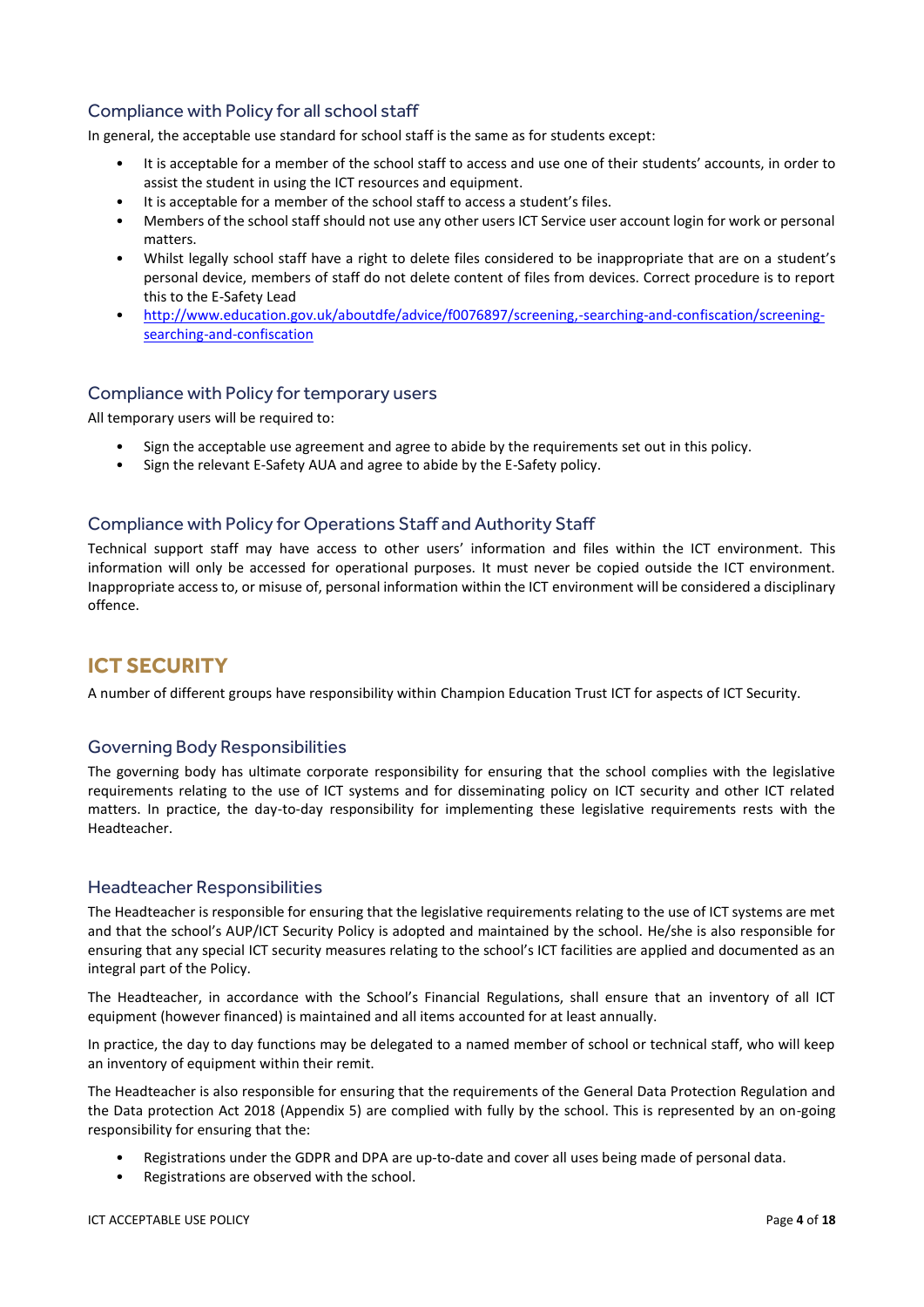### Compliance with Policy for all school staff

In general, the acceptable use standard for school staff is the same as for students except:

- It is acceptable for a member of the school staff to access and use one of their students' accounts, in order to assist the student in using the ICT resources and equipment.
- It is acceptable for a member of the school staff to access a student's files.
- Members of the school staff should not use any other users ICT Service user account login for work or personal matters.
- Whilst legally school staff have a right to delete files considered to be inappropriate that are on a student's personal device, members of staff do not delete content of files from devices. Correct procedure is to report this to the E-Safety Lead
- [http://www.education.gov.uk/aboutdfe/advice/f0076897/screening,-searching-and-confiscation/screening-searching-and-confiscation](http://www.education.gov.uk/aboutdfe/advice/f0076897/screening,-searching-and-confiscation/screening-searching-and-confiscation)

### Compliance with Policy for temporary users

All temporary users will be required to:

- Sign the acceptable use agreement and agree to abide by the requirements set out in this policy.
- Sign the relevant E-Safety AUA and agree to abide by the E-Safety policy.

### Compliance with Policy for Operations Staff and Authority Staff

Technical support staff may have access to other users' information and files within the ICT environment. This information will only be accessed for operational purposes. It must never be copied outside the ICT environment. Inappropriate access to, or misuse of, personal information within the ICT environment will be considered a disciplinary offence.

## ICT SECURITY

A number of different groups have responsibility within Champion Education Trust ICT for aspects of ICT Security.

### Governing Body Responsibilities

The governing body has ultimate corporate responsibility for ensuring that the school complies with the legislative requirements relating to the use of ICT systems and for disseminating policy on ICT security and other ICT related matters. In practice, the day-to-day responsibility for implementing these legislative requirements rests with the Headteacher.

### Headteacher Responsibilities

The Headteacher is responsible for ensuring that the legislative requirements relating to the use of ICT systems are met and that the school's AUP/ICT Security Policy is adopted and maintained by the school. He/she is also responsible for ensuring that any special ICT security measures relating to the school's ICT facilities are applied and documented as an integral part of the Policy.

The Headteacher, in accordance with the School's Financial Regulations, shall ensure that an inventory of all ICT equipment (however financed) is maintained and all items accounted for at least annually.

In practice, the day to day functions may be delegated to a named member of school or technical staff, who will keep an inventory of equipment within their remit.

The Headteacher is also responsible for ensuring that the requirements of the General Data Protection Regulation and the Data protection Act 2018 (Appendix 5) are complied with fully by the school. This is represented by an on-going responsibility for ensuring that the:

- Registrations under the GDPR and DPA are up-to-date and cover all uses being made of personal data.
- Registrations are observed with the school.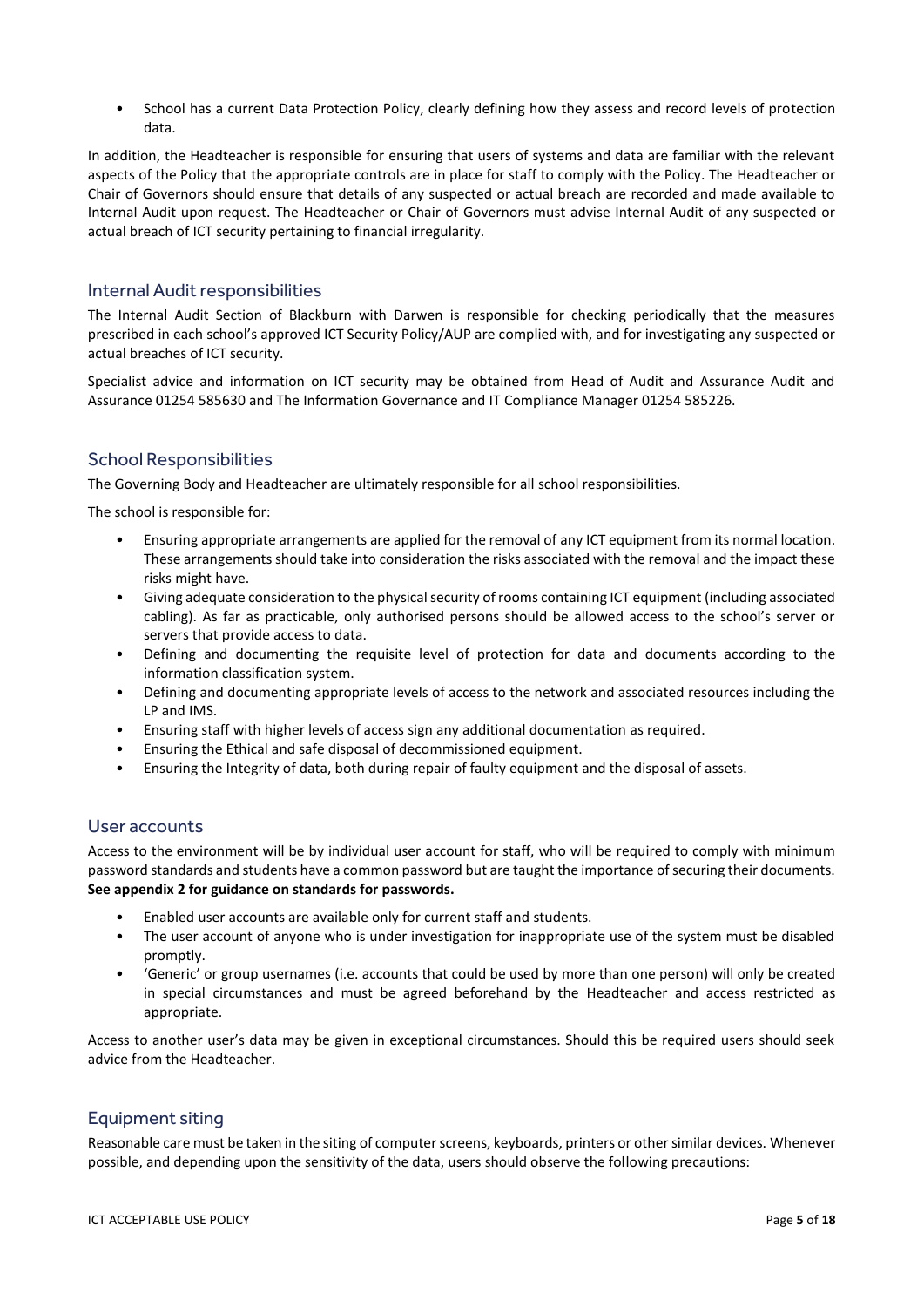- School has a current Data Protection Policy, clearly defining how they assess and record levels of protection data.

In addition, the Headteacher is responsible for ensuring that users of systems and data are familiar with the relevant aspects of the Policy that the appropriate controls are in place for staff to comply with the Policy. The Headteacher or Chair of Governors should ensure that details of any suspected or actual breach are recorded and made available to Internal Audit upon request. The Headteacher or Chair of Governors must advise Internal Audit of any suspected or actual breach of ICT security pertaining to financial irregularity.

## Internal Audit responsibilities

The Internal Audit Section of Blackburn with Darwen is responsible for checking periodically that the measures prescribed in each school's approved ICT Security Policy/AUP are complied with, and for investigating any suspected or actual breaches of ICT security.

Specialist advice and information on ICT security may be obtained from Head of Audit and Assurance Audit and Assurance 01254 585630 and The Information Governance and IT Compliance Manager 01254 585226.

## School Responsibilities

The Governing Body and Headteacher are ultimately responsible for all school responsibilities.

The school is responsible for:

- Ensuring appropriate arrangements are applied for the removal of any ICT equipment from its normal location. These arrangements should take into consideration the risks associated with the removal and the impact these risks might have.
- Giving adequate consideration to the physical security of rooms containing ICT equipment (including associated cabling). As far as practicable, only authorised persons should be allowed access to the school's server or servers that provide access to data.
- Defining and documenting the requisite level of protection for data and documents according to the information classification system.
- Defining and documenting appropriate levels of access to the network and associated resources including the LP and IMS.
- Ensuring staff with higher levels of access sign any additional documentation as required.
- Ensuring the Ethical and safe disposal of decommissioned equipment.
- Ensuring the Integrity of data, both during repair of faulty equipment and the disposal of assets.

## User accounts

Access to the environment will be by individual user account for staff, who will be required to comply with minimum password standards and students have a common password but are taught the importance of securing their documents. **See appendix 2 for guidance on standards for passwords.**

- Enabled user accounts are available only for current staff and students.
- The user account of anyone who is under investigation for inappropriate use of the system must be disabled promptly.
- 'Generic' or group usernames (i.e. accounts that could be used by more than one person) will only be created in special circumstances and must be agreed beforehand by the Headteacher and access restricted as appropriate.

Access to another user's data may be given in exceptional circumstances. Should this be required users should seek advice from the Headteacher.

## Equipment siting

Reasonable care must be taken in the siting of computer screens, keyboards, printers or other similar devices. Whenever possible, and depending upon the sensitivity of the data, users should observe the following precautions: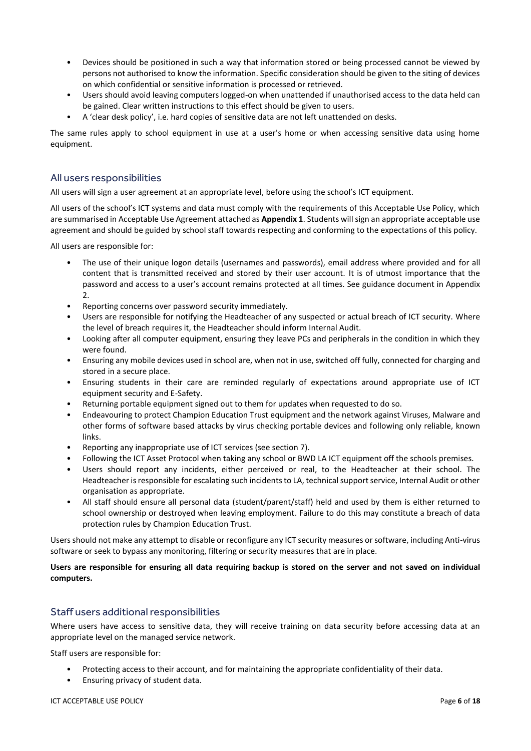- Devices should be positioned in such a way that information stored or being processed cannot be viewed by persons not authorised to know the information. Specific consideration should be given to the siting of devices on which confidential or sensitive information is processed or retrieved.
- Users should avoid leaving computers logged-on when unattended if unauthorised access to the data held can be gained. Clear written instructions to this effect should be given to users.
- A 'clear desk policy', i.e. hard copies of sensitive data are not left unattended on desks.

The same rules apply to school equipment in use at a user's home or when accessing sensitive data using home equipment.

## All users responsibilities

All users will sign a user agreement at an appropriate level, before using the school's ICT equipment.

All users of the school's ICT systems and data must comply with the requirements of this Acceptable Use Policy, which are summarised in Acceptable Use Agreement attached as **Appendix 1**. Students will sign an appropriate acceptable use agreement and should be guided by school staff towards respecting and conforming to the expectations of this policy.

All users are responsible for:

- The use of their unique logon details (usernames and passwords), email address where provided and for all content that is transmitted received and stored by their user account. It is of utmost importance that the password and access to a user's account remains protected at all times. See guidance document in Appendix 2.
- Reporting concerns over password security immediately.
- Users are responsible for notifying the Headteacher of any suspected or actual breach of ICT security. Where the level of breach requires it, the Headteacher should inform Internal Audit.
- Looking after all computer equipment, ensuring they leave PCs and peripherals in the condition in which they were found.
- Ensuring any mobile devices used in school are, when not in use, switched off fully, connected for charging and stored in a secure place.
- Ensuring students in their care are reminded regularly of expectations around appropriate use of ICT equipment security and E-Safety.
- Returning portable equipment signed out to them for updates when requested to do so.
- Endeavouring to protect Champion Education Trust equipment and the network against Viruses, Malware and other forms of software based attacks by virus checking portable devices and following only reliable, known links.
- Reporting any inappropriate use of ICT services (see section 7).
- Following the ICT Asset Protocol when taking any school or BWD LA ICT equipment off the schools premises.
- Users should report any incidents, either perceived or real, to the Headteacher at their school. The Headteacher is responsible for escalating such incidents to LA, technical support service, Internal Audit or other organisation as appropriate.
- All staff should ensure all personal data (student/parent/staff) held and used by them is either returned to school ownership or destroyed when leaving employment. Failure to do this may constitute a breach of data protection rules by Champion Education Trust.

Users should not make any attempt to disable or reconfigure any ICT security measures or software, including Anti-virus software or seek to bypass any monitoring, filtering or security measures that are in place.

**Users are responsible for ensuring all data requiring backup is stored on the server and not saved on individual computers.**

## Staff users additional responsibilities

Where users have access to sensitive data, they will receive training on data security before accessing data at an appropriate level on the managed service network.

Staff users are responsible for:

- Protecting access to their account, and for maintaining the appropriate confidentiality of their data.
- Ensuring privacy of student data.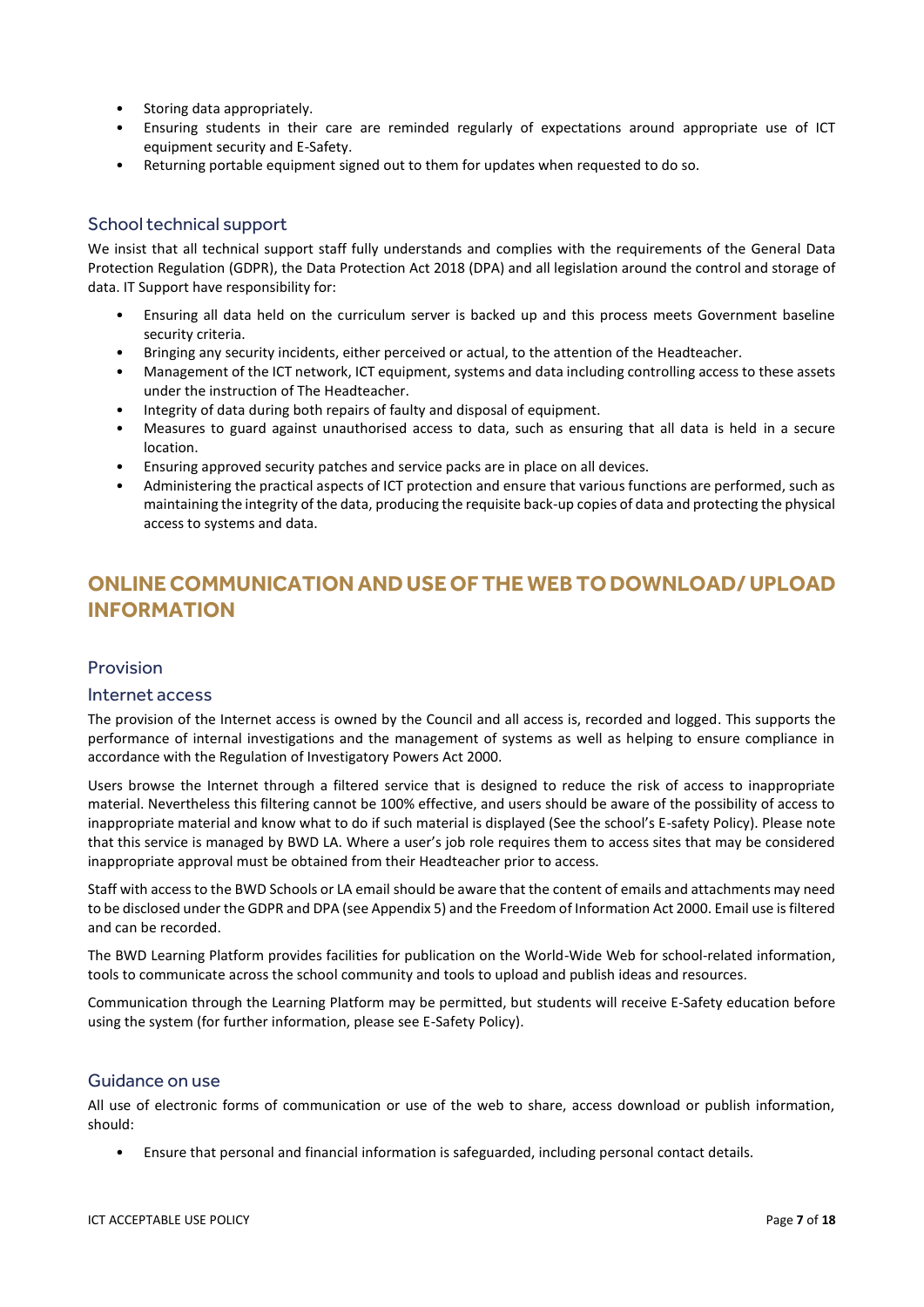- Storing data appropriately.
- Ensuring students in their care are reminded regularly of expectations around appropriate use of ICT equipment security and E-Safety.
- Returning portable equipment signed out to them for updates when requested to do so.

### School technical support

We insist that all technical support staff fully understands and complies with the requirements of the General Data Protection Regulation (GDPR), the Data Protection Act 2018 (DPA) and all legislation around the control and storage of data. IT Support have responsibility for:

- Ensuring all data held on the curriculum server is backed up and this process meets Government baseline security criteria.
- Bringing any security incidents, either perceived or actual, to the attention of the Headteacher.
- Management of the ICT network, ICT equipment, systems and data including controlling access to these assets under the instruction of The Headteacher.
- Integrity of data during both repairs of faulty and disposal of equipment.
- Measures to guard against unauthorised access to data, such as ensuring that all data is held in a secure location.
- Ensuring approved security patches and service packs are in place on all devices.
- Administering the practical aspects of ICT protection and ensure that various functions are performed, such as maintaining the integrity of the data, producing the requisite back-up copies of data and protecting the physical access to systems and data.

## ONLINE COMMUNICATION AND USE OF THE WEB TO DOWNLOAD/ UPLOAD INFORMATION

### Provision

### Internet access

The provision of the Internet access is owned by the Council and all access is, recorded and logged. This supports the performance of internal investigations and the management of systems as well as helping to ensure compliance in accordance with the Regulation of Investigatory Powers Act 2000.

Users browse the Internet through a filtered service that is designed to reduce the risk of access to inappropriate material. Nevertheless this filtering cannot be 100% effective, and users should be aware of the possibility of access to inappropriate material and know what to do if such material is displayed (See the school's E-safety Policy). Please note that this service is managed by BWD LA. Where a user's job role requires them to access sites that may be considered inappropriate approval must be obtained from their Headteacher prior to access.

Staff with access to the BWD Schools or LA email should be aware that the content of emails and attachments may need to be disclosed under the GDPR and DPA (see Appendix 5) and the Freedom of Information Act 2000. Email use is filtered and can be recorded.

The BWD Learning Platform provides facilities for publication on the World-Wide Web for school-related information, tools to communicate across the school community and tools to upload and publish ideas and resources.

Communication through the Learning Platform may be permitted, but students will receive E-Safety education before using the system (for further information, please see E-Safety Policy).

### Guidance on use

All use of electronic forms of communication or use of the web to share, access download or publish information, should:

- Ensure that personal and financial information is safeguarded, including personal contact details.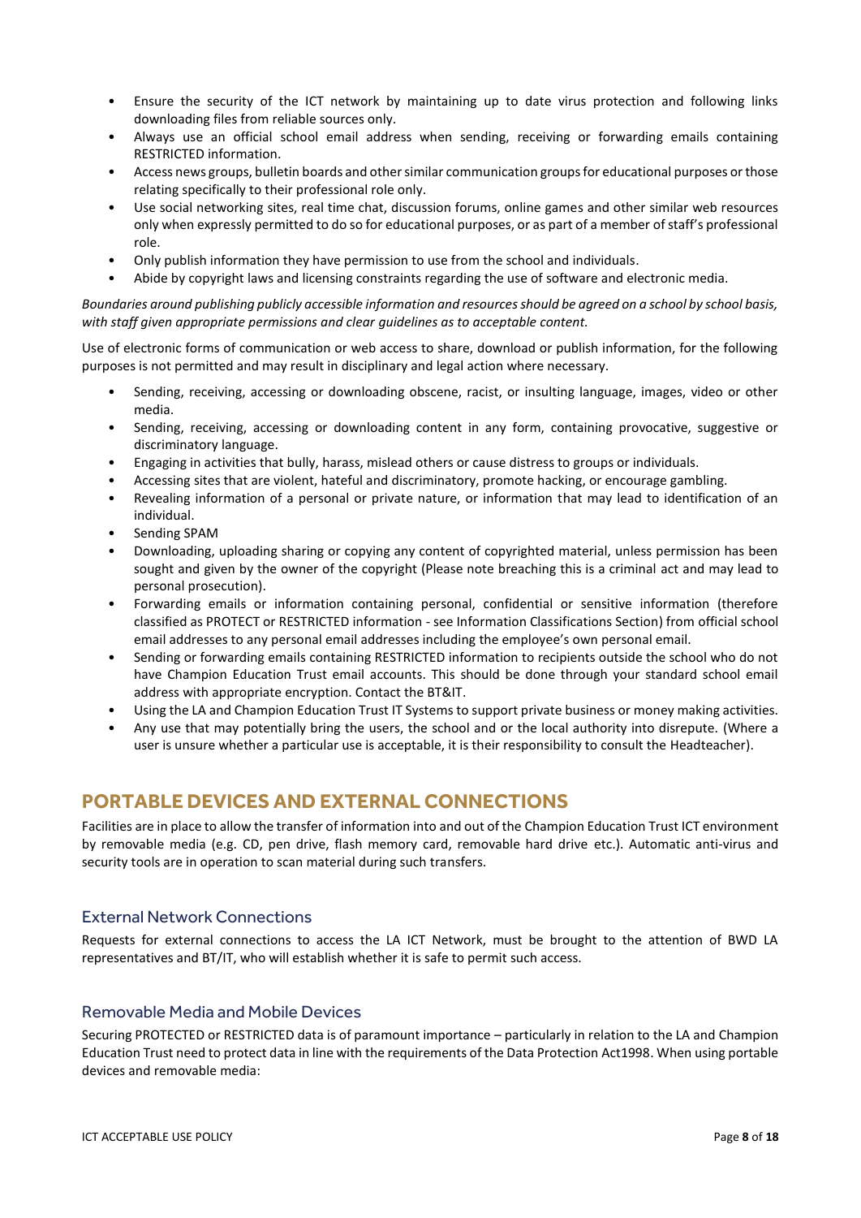- Ensure the security of the ICT network by maintaining up to date virus protection and following links downloading files from reliable sources only.
- Always use an official school email address when sending, receiving or forwarding emails containing RESTRICTED information.
- Access news groups, bulletin boards and other similar communication groups for educational purposes or those relating specifically to their professional role only.
- Use social networking sites, real time chat, discussion forums, online games and other similar web resources only when expressly permitted to do so for educational purposes, or as part of a member of staff's professional role.
- Only publish information they have permission to use from the school and individuals.
- Abide by copyright laws and licensing constraints regarding the use of software and electronic media.

*Boundaries around publishing publicly accessible information and resources should be agreed on a school by school basis, with staff given appropriate permissions and clear guidelines as to acceptable content.*

Use of electronic forms of communication or web access to share, download or publish information, for the following purposes is not permitted and may result in disciplinary and legal action where necessary.

- Sending, receiving, accessing or downloading obscene, racist, or insulting language, images, video or other media.
- Sending, receiving, accessing or downloading content in any form, containing provocative, suggestive or discriminatory language.
- Engaging in activities that bully, harass, mislead others or cause distress to groups or individuals.
- Accessing sites that are violent, hateful and discriminatory, promote hacking, or encourage gambling.
- Revealing information of a personal or private nature, or information that may lead to identification of an individual.
- Sending SPAM
- Downloading, uploading sharing or copying any content of copyrighted material, unless permission has been sought and given by the owner of the copyright (Please note breaching this is a criminal act and may lead to personal prosecution).
- Forwarding emails or information containing personal, confidential or sensitive information (therefore classified as PROTECT or RESTRICTED information - see Information Classifications Section) from official school email addresses to any personal email addresses including the employee's own personal email.
- Sending or forwarding emails containing RESTRICTED information to recipients outside the school who do not have Champion Education Trust email accounts. This should be done through your standard school email address with appropriate encryption. Contact the BT&IT.
- Using the LA and Champion Education Trust IT Systems to support private business or money making activities.
- Any use that may potentially bring the users, the school and or the local authority into disrepute. (Where a user is unsure whether a particular use is acceptable, it is their responsibility to consult the Headteacher).

## PORTABLE DEVICES AND EXTERNAL CONNECTIONS

Facilities are in place to allow the transfer of information into and out of the Champion Education Trust ICT environment by removable media (e.g. CD, pen drive, flash memory card, removable hard drive etc.). Automatic anti-virus and security tools are in operation to scan material during such transfers.

### External Network Connections

Requests for external connections to access the LA ICT Network, must be brought to the attention of BWD LA representatives and BT/IT, who will establish whether it is safe to permit such access.

### Removable Media and Mobile Devices

Securing PROTECTED or RESTRICTED data is of paramount importance – particularly in relation to the LA and Champion Education Trust need to protect data in line with the requirements of the Data Protection Act1998. When using portable devices and removable media: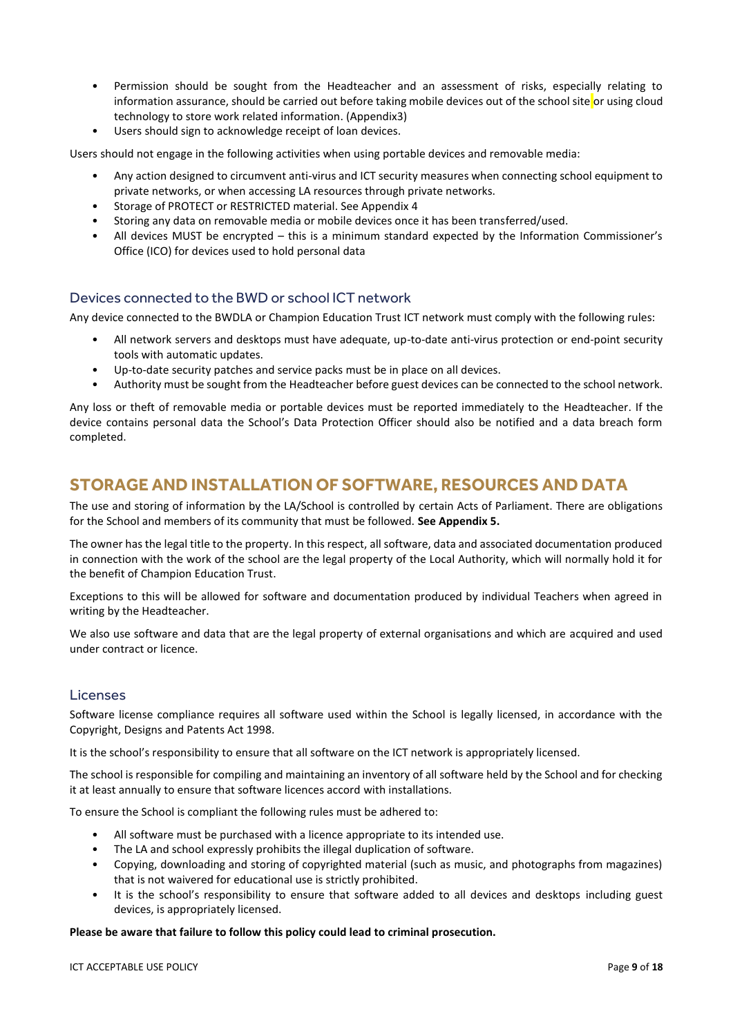- Permission should be sought from the Headteacher and an assessment of risks, especially relating to information assurance, should be carried out before taking mobile devices out of the school site or using cloud technology to store work related information. (Appendix3)
- Users should sign to acknowledge receipt of loan devices.

Users should not engage in the following activities when using portable devices and removable media:

- Any action designed to circumvent anti-virus and ICT security measures when connecting school equipment to private networks, or when accessing LA resources through private networks.
- Storage of PROTECT or RESTRICTED material. See Appendix 4
- Storing any data on removable media or mobile devices once it has been transferred/used.
- All devices MUST be encrypted – this is a minimum standard expected by the Information Commissioner's Office (ICO) for devices used to hold personal data

### Devices connected to the BWD or school ICT network

Any device connected to the BWDLA or Champion Education Trust ICT network must comply with the following rules:

- All network servers and desktops must have adequate, up-to-date anti-virus protection or end-point security tools with automatic updates.
- Up-to-date security patches and service packs must be in place on all devices.
- Authority must be sought from the Headteacher before guest devices can be connected to the school network.

Any loss or theft of removable media or portable devices must be reported immediately to the Headteacher. If the device contains personal data the School's Data Protection Officer should also be notified and a data breach form completed.

## STORAGE AND INSTALLATION OF SOFTWARE, RESOURCES AND DATA

The use and storing of information by the LA/School is controlled by certain Acts of Parliament. There are obligations for the School and members of its community that must be followed. **See Appendix 5.**

The owner has the legal title to the property. In this respect, all software, data and associated documentation produced in connection with the work of the school are the legal property of the Local Authority, which will normally hold it for the benefit of Champion Education Trust.

Exceptions to this will be allowed for software and documentation produced by individual Teachers when agreed in writing by the Headteacher.

We also use software and data that are the legal property of external organisations and which are acquired and used under contract or licence.

### Licenses

Software license compliance requires all software used within the School is legally licensed, in accordance with the Copyright, Designs and Patents Act 1998.

It is the school's responsibility to ensure that all software on the ICT network is appropriately licensed.

The school is responsible for compiling and maintaining an inventory of all software held by the School and for checking it at least annually to ensure that software licences accord with installations.

To ensure the School is compliant the following rules must be adhered to:

- All software must be purchased with a licence appropriate to its intended use.
- The LA and school expressly prohibits the illegal duplication of software.
- Copying, downloading and storing of copyrighted material (such as music, and photographs from magazines) that is not waivered for educational use is strictly prohibited.
- It is the school's responsibility to ensure that software added to all devices and desktops including guest devices, is appropriately licensed.

**Please be aware that failure to follow this policy could lead to criminal prosecution.**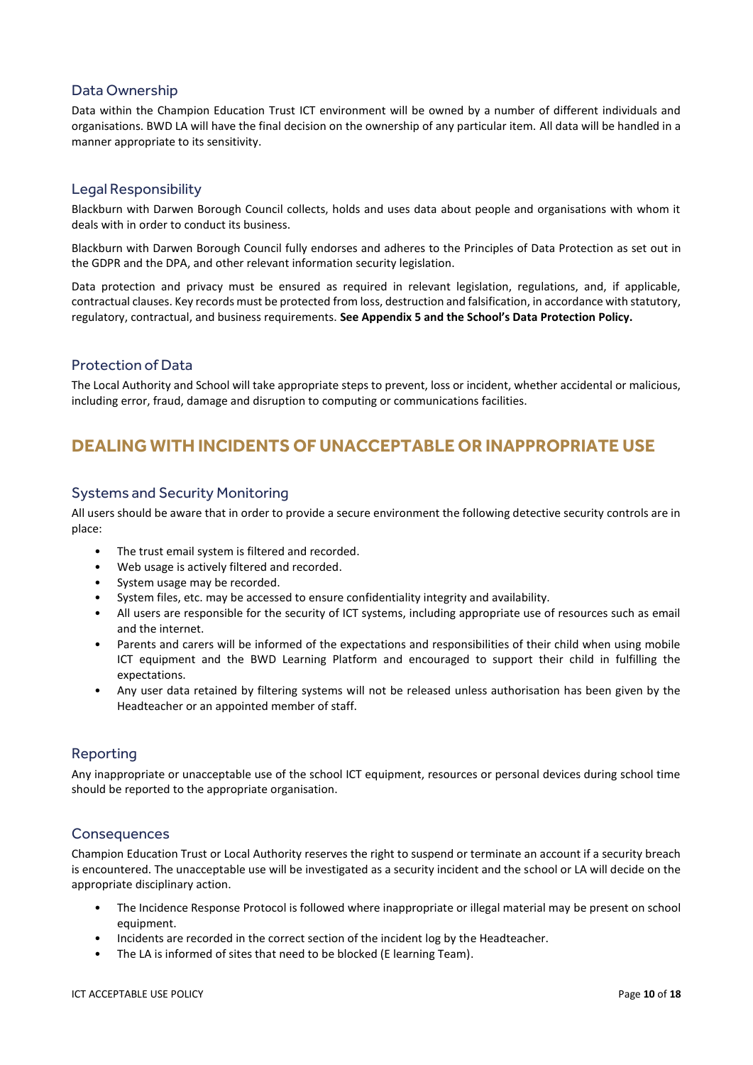### Data Ownership

Data within the Champion Education Trust ICT environment will be owned by a number of different individuals and organisations. BWD LA will have the final decision on the ownership of any particular item. All data will be handled in a manner appropriate to its sensitivity.

### Legal Responsibility

Blackburn with Darwen Borough Council collects, holds and uses data about people and organisations with whom it deals with in order to conduct its business.

Blackburn with Darwen Borough Council fully endorses and adheres to the Principles of Data Protection as set out in the GDPR and the DPA, and other relevant information security legislation.

Data protection and privacy must be ensured as required in relevant legislation, regulations, and, if applicable, contractual clauses. Key records must be protected from loss, destruction and falsification, in accordance with statutory, regulatory, contractual, and business requirements. **See Appendix 5 and the School's Data Protection Policy.**

### Protection of Data

The Local Authority and School will take appropriate steps to prevent, loss or incident, whether accidental or malicious, including error, fraud, damage and disruption to computing or communications facilities.

## DEALING WITH INCIDENTS OF UNACCEPTABLE OR INAPPROPRIATE USE

### Systems and Security Monitoring

All users should be aware that in order to provide a secure environment the following detective security controls are in place:

- The trust email system is filtered and recorded.
- Web usage is actively filtered and recorded.
- System usage may be recorded.
- System files, etc. may be accessed to ensure confidentiality integrity and availability.
- All users are responsible for the security of ICT systems, including appropriate use of resources such as email and the internet.
- Parents and carers will be informed of the expectations and responsibilities of their child when using mobile ICT equipment and the BWD Learning Platform and encouraged to support their child in fulfilling the expectations.
- Any user data retained by filtering systems will not be released unless authorisation has been given by the Headteacher or an appointed member of staff.

### Reporting

Any inappropriate or unacceptable use of the school ICT equipment, resources or personal devices during school time should be reported to the appropriate organisation.

### Consequences

Champion Education Trust or Local Authority reserves the right to suspend or terminate an account if a security breach is encountered. The unacceptable use will be investigated as a security incident and the school or LA will decide on the appropriate disciplinary action.

- The Incidence Response Protocol is followed where inappropriate or illegal material may be present on school equipment.
- Incidents are recorded in the correct section of the incident log by the Headteacher.
- The LA is informed of sites that need to be blocked (E learning Team).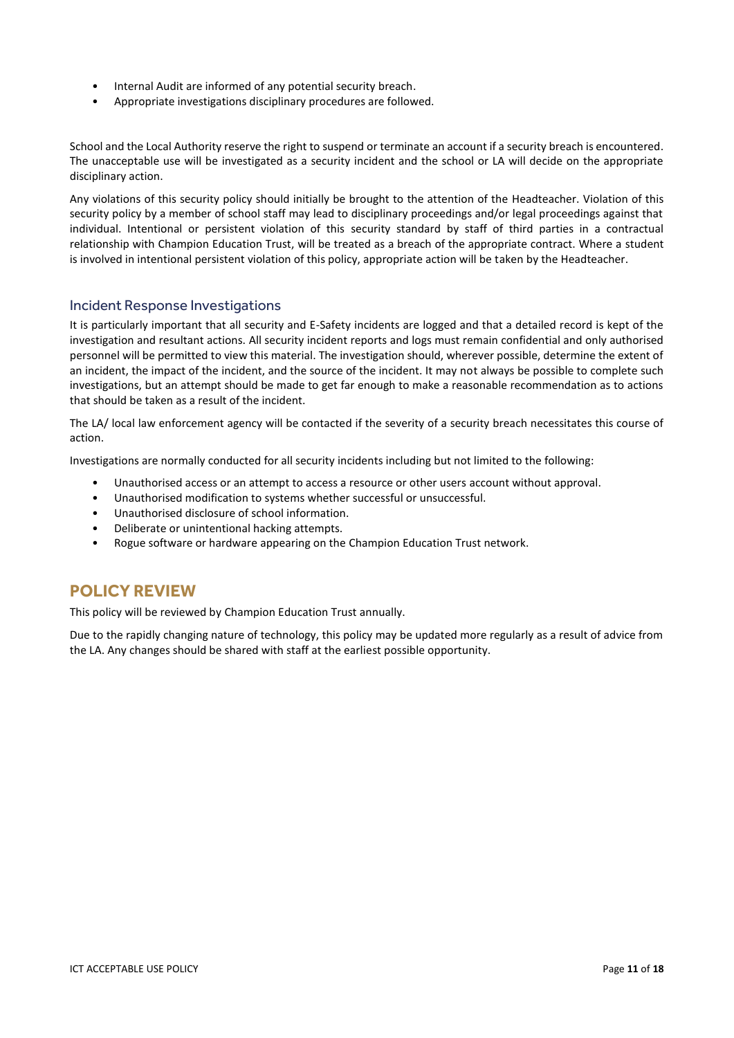- Internal Audit are informed of any potential security breach.
- Appropriate investigations disciplinary procedures are followed.

School and the Local Authority reserve the right to suspend or terminate an account if a security breach is encountered. The unacceptable use will be investigated as a security incident and the school or LA will decide on the appropriate disciplinary action.

Any violations of this security policy should initially be brought to the attention of the Headteacher. Violation of this security policy by a member of school staff may lead to disciplinary proceedings and/or legal proceedings against that individual. Intentional or persistent violation of this security standard by staff of third parties in a contractual relationship with Champion Education Trust, will be treated as a breach of the appropriate contract. Where a student is involved in intentional persistent violation of this policy, appropriate action will be taken by the Headteacher.

### Incident Response Investigations

It is particularly important that all security and E-Safety incidents are logged and that a detailed record is kept of the investigation and resultant actions. All security incident reports and logs must remain confidential and only authorised personnel will be permitted to view this material. The investigation should, wherever possible, determine the extent of an incident, the impact of the incident, and the source of the incident. It may not always be possible to complete such investigations, but an attempt should be made to get far enough to make a reasonable recommendation as to actions that should be taken as a result of the incident.

The LA/ local law enforcement agency will be contacted if the severity of a security breach necessitates this course of action.

Investigations are normally conducted for all security incidents including but not limited to the following:

- Unauthorised access or an attempt to access a resource or other users account without approval.
- Unauthorised modification to systems whether successful or unsuccessful.
- Unauthorised disclosure of school information.
- Deliberate or unintentional hacking attempts.
- Rogue software or hardware appearing on the Champion Education Trust network.

## POLICY REVIEW

This policy will be reviewed by Champion Education Trust annually.

Due to the rapidly changing nature of technology, this policy may be updated more regularly as a result of advice from the LA. Any changes should be shared with staff at the earliest possible opportunity.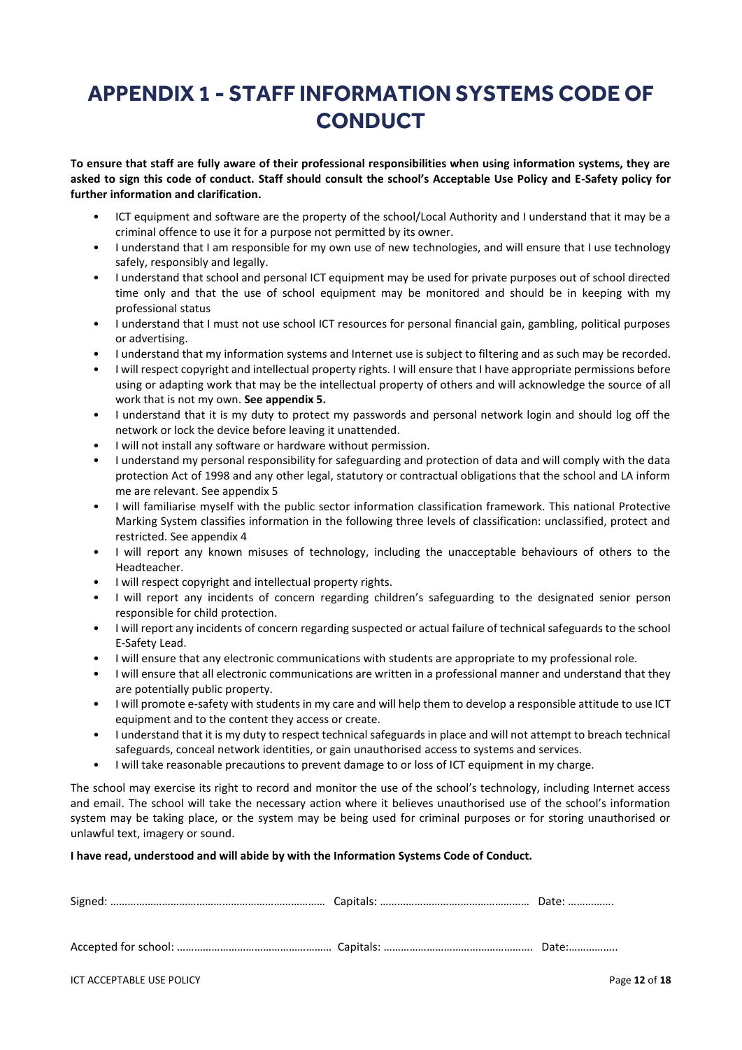# APPENDIX 1 - STAFF INFORMATION SYSTEMS CODE OF CONDUCT

**To ensure that staff are fully aware of their professional responsibilities when using information systems, they are asked to sign this code of conduct. Staff should consult the school's Acceptable Use Policy and E-Safety policy for further information and clarification.**

- ICT equipment and software are the property of the school/Local Authority and I understand that it may be a criminal offence to use it for a purpose not permitted by its owner.
- I understand that I am responsible for my own use of new technologies, and will ensure that I use technology safely, responsibly and legally.
- I understand that school and personal ICT equipment may be used for private purposes out of school directed time only and that the use of school equipment may be monitored and should be in keeping with my professional status
- I understand that I must not use school ICT resources for personal financial gain, gambling, political purposes or advertising.
- I understand that my information systems and Internet use is subject to filtering and as such may be recorded.
- I will respect copyright and intellectual property rights. I will ensure that I have appropriate permissions before using or adapting work that may be the intellectual property of others and will acknowledge the source of all work that is not my own. **See appendix 5.**
- I understand that it is my duty to protect my passwords and personal network login and should log off the network or lock the device before leaving it unattended.
- I will not install any software or hardware without permission.
- I understand my personal responsibility for safeguarding and protection of data and will comply with the data protection Act of 1998 and any other legal, statutory or contractual obligations that the school and LA inform me are relevant. See appendix 5
- I will familiarise myself with the public sector information classification framework. This national Protective Marking System classifies information in the following three levels of classification: unclassified, protect and restricted. See appendix 4
- I will report any known misuses of technology, including the unacceptable behaviours of others to the Headteacher.
- I will respect copyright and intellectual property rights.
- I will report any incidents of concern regarding children's safeguarding to the designated senior person responsible for child protection.
- I will report any incidents of concern regarding suspected or actual failure of technical safeguards to the school E-Safety Lead.
- I will ensure that any electronic communications with students are appropriate to my professional role.
- I will ensure that all electronic communications are written in a professional manner and understand that they are potentially public property.
- I will promote e-safety with students in my care and will help them to develop a responsible attitude to use ICT equipment and to the content they access or create.
- I understand that it is my duty to respect technical safeguards in place and will not attempt to breach technical safeguards, conceal network identities, or gain unauthorised access to systems and services.
- I will take reasonable precautions to prevent damage to or loss of ICT equipment in my charge.

The school may exercise its right to record and monitor the use of the school's technology, including Internet access and email. The school will take the necessary action where it believes unauthorised use of the school's information system may be taking place, or the system may be being used for criminal purposes or for storing unauthorised or unlawful text, imagery or sound.

**I have read, understood and will abide by with the Information Systems Code of Conduct.**

Signed: ………………………………………………………………… Capitals: …………………………………………… Date: …………….

Accepted for school: ……………………………………………… Capitals: ……………………………………………. Date:……………..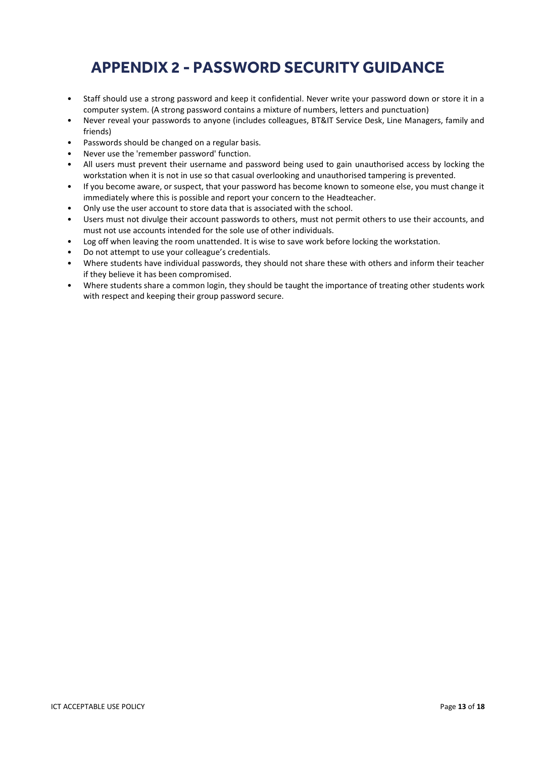# APPENDIX 2 - PASSWORD SECURITY GUIDANCE

- Staff should use a strong password and keep it confidential. Never write your password down or store it in a computer system. (A strong password contains a mixture of numbers, letters and punctuation)
- Never reveal your passwords to anyone (includes colleagues, BT&IT Service Desk, Line Managers, family and friends)
- Passwords should be changed on a regular basis.
- Never use the 'remember password' function.
- All users must prevent their username and password being used to gain unauthorised access by locking the workstation when it is not in use so that casual overlooking and unauthorised tampering is prevented.
- If you become aware, or suspect, that your password has become known to someone else, you must change it immediately where this is possible and report your concern to the Headteacher.
- Only use the user account to store data that is associated with the school.
- Users must not divulge their account passwords to others, must not permit others to use their accounts, and must not use accounts intended for the sole use of other individuals.
- Log off when leaving the room unattended. It is wise to save work before locking the workstation.
- Do not attempt to use your colleague's credentials.
- Where students have individual passwords, they should not share these with others and inform their teacher if they believe it has been compromised.
- Where students share a common login, they should be taught the importance of treating other students work with respect and keeping their group password secure.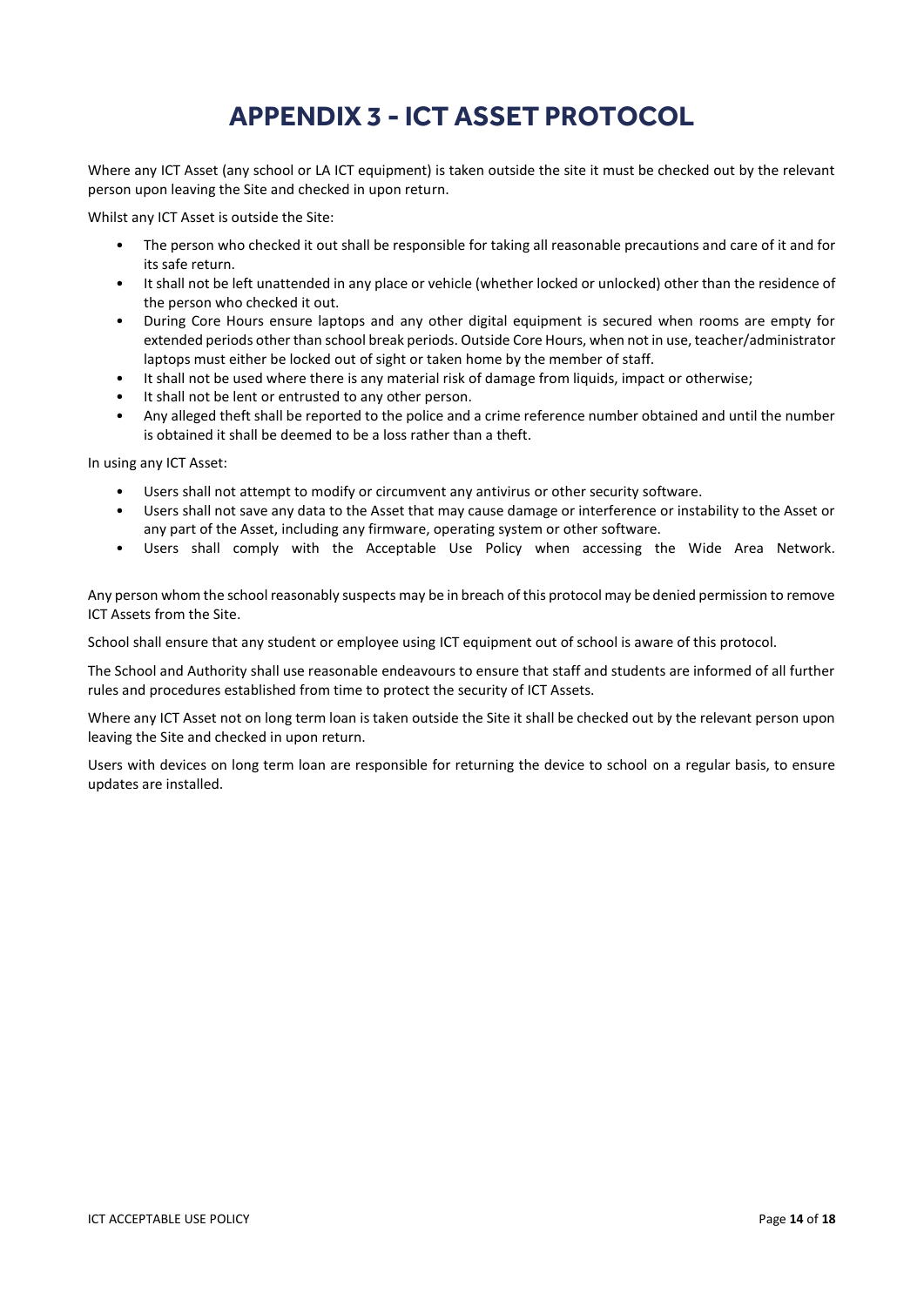# APPENDIX 3 - ICT ASSET PROTOCOL

Where any ICT Asset (any school or LA ICT equipment) is taken outside the site it must be checked out by the relevant person upon leaving the Site and checked in upon return.

Whilst any ICT Asset is outside the Site:

- The person who checked it out shall be responsible for taking all reasonable precautions and care of it and for its safe return.
- It shall not be left unattended in any place or vehicle (whether locked or unlocked) other than the residence of the person who checked it out.
- During Core Hours ensure laptops and any other digital equipment is secured when rooms are empty for extended periods other than school break periods. Outside Core Hours, when not in use, teacher/administrator laptops must either be locked out of sight or taken home by the member of staff.
- It shall not be used where there is any material risk of damage from liquids, impact or otherwise;
- It shall not be lent or entrusted to any other person.
- Any alleged theft shall be reported to the police and a crime reference number obtained and until the number is obtained it shall be deemed to be a loss rather than a theft.

In using any ICT Asset:

- Users shall not attempt to modify or circumvent any antivirus or other security software.
- Users shall not save any data to the Asset that may cause damage or interference or instability to the Asset or any part of the Asset, including any firmware, operating system or other software.
- Users shall comply with the Acceptable Use Policy when accessing the Wide Area Network.

Any person whom the school reasonably suspects may be in breach of this protocol may be denied permission to remove ICT Assets from the Site.

School shall ensure that any student or employee using ICT equipment out of school is aware of this protocol.

The School and Authority shall use reasonable endeavours to ensure that staff and students are informed of all further rules and procedures established from time to protect the security of ICT Assets.

Where any ICT Asset not on long term loan is taken outside the Site it shall be checked out by the relevant person upon leaving the Site and checked in upon return.

Users with devices on long term loan are responsible for returning the device to school on a regular basis, to ensure updates are installed.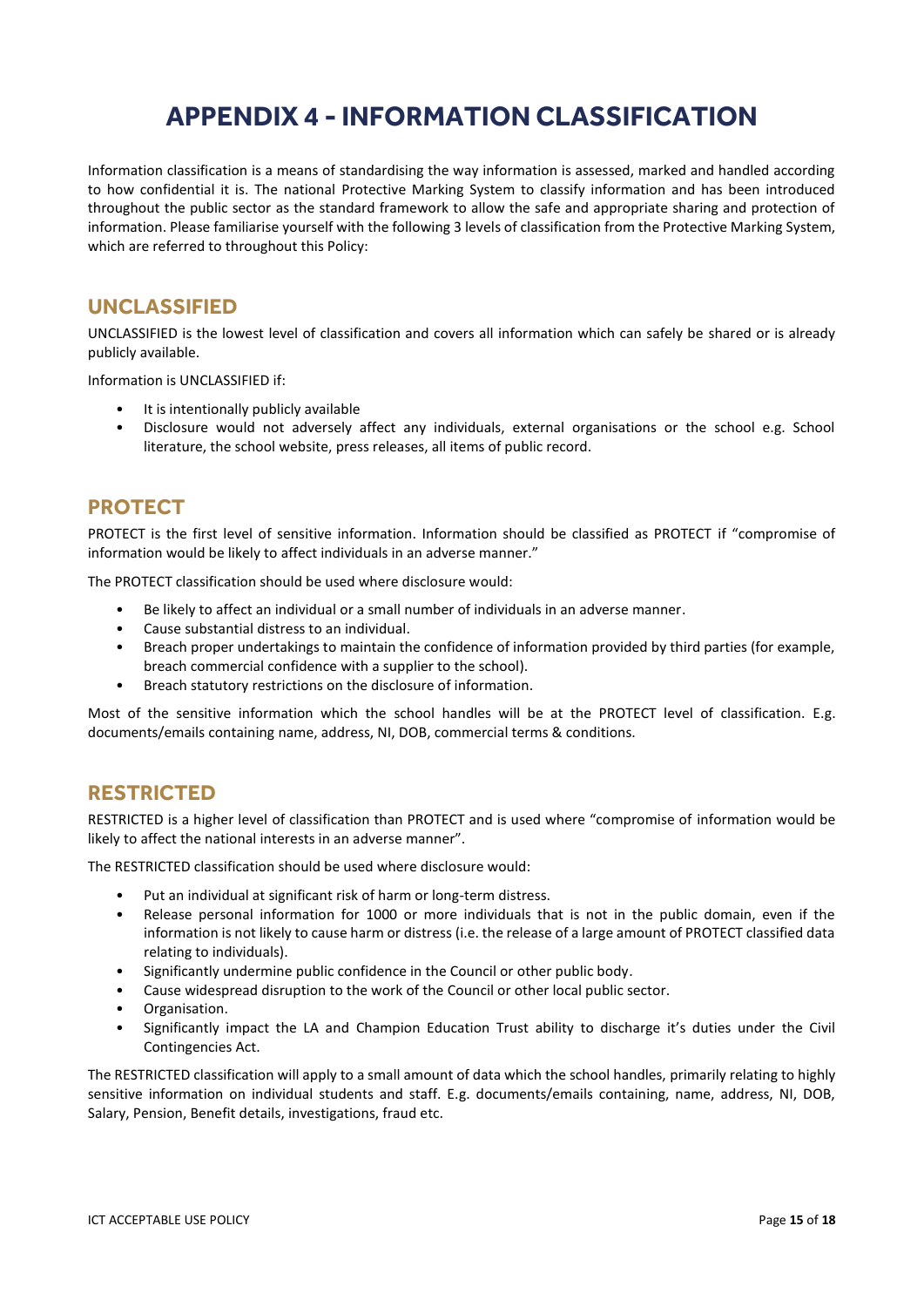# APPENDIX 4 - INFORMATION CLASSIFICATION

Information classification is a means of standardising the way information is assessed, marked and handled according to how confidential it is. The national Protective Marking System to classify information and has been introduced throughout the public sector as the standard framework to allow the safe and appropriate sharing and protection of information. Please familiarise yourself with the following 3 levels of classification from the Protective Marking System, which are referred to throughout this Policy:

## UNCLASSIFIED

UNCLASSIFIED is the lowest level of classification and covers all information which can safely be shared or is already publicly available.

Information is UNCLASSIFIED if:

- It is intentionally publicly available
- Disclosure would not adversely affect any individuals, external organisations or the school e.g. School literature, the school website, press releases, all items of public record.

## PROTECT

PROTECT is the first level of sensitive information. Information should be classified as PROTECT if "compromise of information would be likely to affect individuals in an adverse manner."

The PROTECT classification should be used where disclosure would:

- Be likely to affect an individual or a small number of individuals in an adverse manner.
- Cause substantial distress to an individual.
- Breach proper undertakings to maintain the confidence of information provided by third parties (for example, breach commercial confidence with a supplier to the school).
- Breach statutory restrictions on the disclosure of information.

Most of the sensitive information which the school handles will be at the PROTECT level of classification. E.g. documents/emails containing name, address, NI, DOB, commercial terms & conditions.

## RESTRICTED

RESTRICTED is a higher level of classification than PROTECT and is used where "compromise of information would be likely to affect the national interests in an adverse manner".

The RESTRICTED classification should be used where disclosure would:

- Put an individual at significant risk of harm or long-term distress.
- Release personal information for 1000 or more individuals that is not in the public domain, even if the information is not likely to cause harm or distress (i.e. the release of a large amount of PROTECT classified data relating to individuals).
- Significantly undermine public confidence in the Council or other public body.
- Cause widespread disruption to the work of the Council or other local public sector.
- Organisation.
- Significantly impact the LA and Champion Education Trust ability to discharge it's duties under the Civil Contingencies Act.

The RESTRICTED classification will apply to a small amount of data which the school handles, primarily relating to highly sensitive information on individual students and staff. E.g. documents/emails containing, name, address, NI, DOB, Salary, Pension, Benefit details, investigations, fraud etc.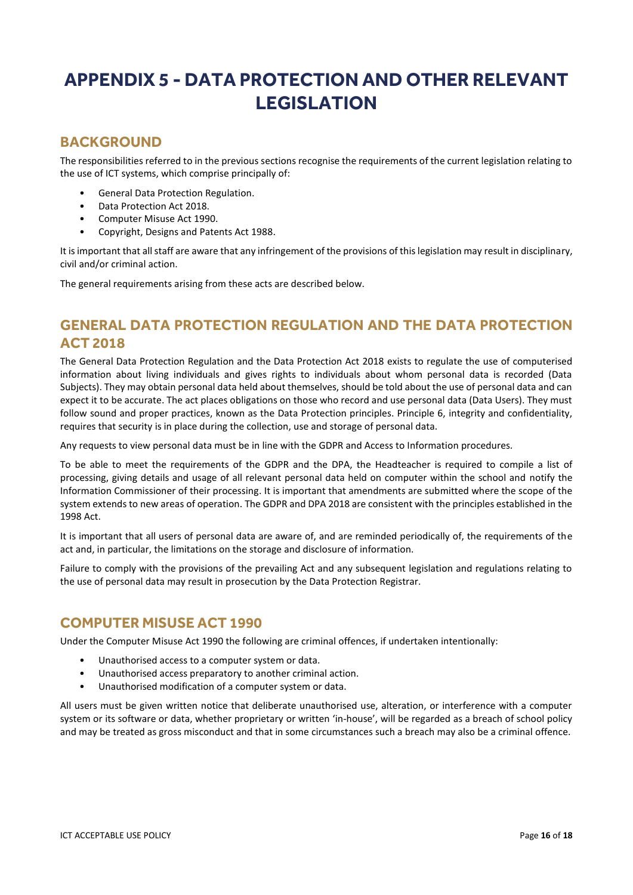# APPENDIX 5 - DATA PROTECTION AND OTHER RELEVANT LEGISLATION

## BACKGROUND

The responsibilities referred to in the previous sections recognise the requirements of the current legislation relating to the use of ICT systems, which comprise principally of:

- General Data Protection Regulation.
- Data Protection Act 2018.
- Computer Misuse Act 1990.
- Copyright, Designs and Patents Act 1988.

It is important that all staff are aware that any infringement of the provisions of this legislation may result in disciplinary, civil and/or criminal action.

The general requirements arising from these acts are described below.

## GENERAL DATA PROTECTION REGULATION AND THE DATA PROTECTION ACT 2018

The General Data Protection Regulation and the Data Protection Act 2018 exists to regulate the use of computerised information about living individuals and gives rights to individuals about whom personal data is recorded (Data Subjects). They may obtain personal data held about themselves, should be told about the use of personal data and can expect it to be accurate. The act places obligations on those who record and use personal data (Data Users). They must follow sound and proper practices, known as the Data Protection principles. Principle 6, integrity and confidentiality, requires that security is in place during the collection, use and storage of personal data.

Any requests to view personal data must be in line with the GDPR and Access to Information procedures.

To be able to meet the requirements of the GDPR and the DPA, the Headteacher is required to compile a list of processing, giving details and usage of all relevant personal data held on computer within the school and notify the Information Commissioner of their processing. It is important that amendments are submitted where the scope of the system extends to new areas of operation. The GDPR and DPA 2018 are consistent with the principles established in the 1998 Act.

It is important that all users of personal data are aware of, and are reminded periodically of, the requirements of the act and, in particular, the limitations on the storage and disclosure of information.

Failure to comply with the provisions of the prevailing Act and any subsequent legislation and regulations relating to the use of personal data may result in prosecution by the Data Protection Registrar.

## COMPUTER MISUSE ACT 1990

Under the Computer Misuse Act 1990 the following are criminal offences, if undertaken intentionally:

- Unauthorised access to a computer system or data.
- Unauthorised access preparatory to another criminal action.
- Unauthorised modification of a computer system or data.

All users must be given written notice that deliberate unauthorised use, alteration, or interference with a computer system or its software or data, whether proprietary or written 'in-house', will be regarded as a breach of school policy and may be treated as gross misconduct and that in some circumstances such a breach may also be a criminal offence.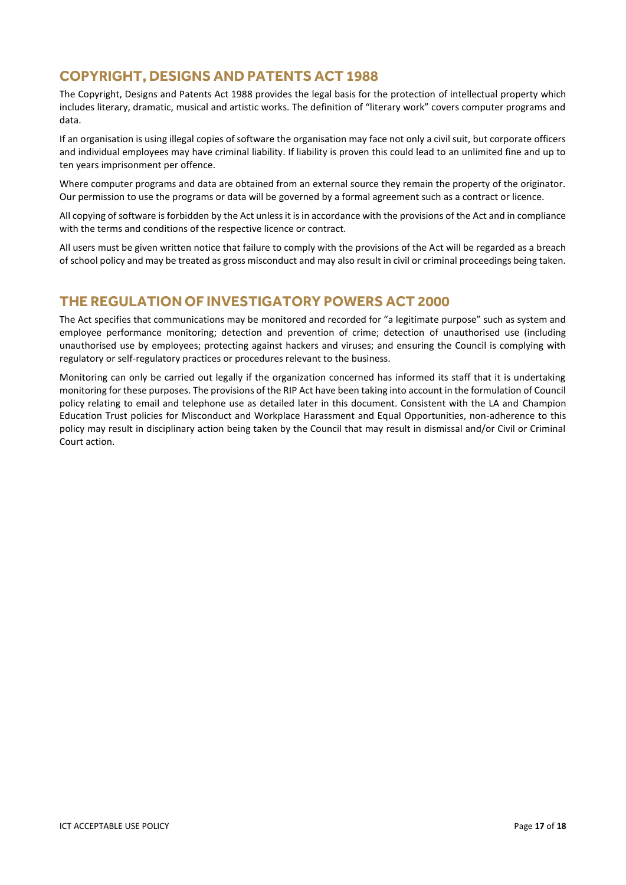## COPYRIGHT, DESIGNS AND PATENTS ACT 1988

The Copyright, Designs and Patents Act 1988 provides the legal basis for the protection of intellectual property which includes literary, dramatic, musical and artistic works. The definition of "literary work" covers computer programs and data.

If an organisation is using illegal copies of software the organisation may face not only a civil suit, but corporate officers and individual employees may have criminal liability. If liability is proven this could lead to an unlimited fine and up to ten years imprisonment per offence.

Where computer programs and data are obtained from an external source they remain the property of the originator. Our permission to use the programs or data will be governed by a formal agreement such as a contract or licence.

All copying of software is forbidden by the Act unless it is in accordance with the provisions of the Act and in compliance with the terms and conditions of the respective licence or contract.

All users must be given written notice that failure to comply with the provisions of the Act will be regarded as a breach of school policy and may be treated as gross misconduct and may also result in civil or criminal proceedings being taken.

## THE REGULATION OF INVESTIGATORY POWERS ACT 2000

The Act specifies that communications may be monitored and recorded for "a legitimate purpose" such as system and employee performance monitoring; detection and prevention of crime; detection of unauthorised use (including unauthorised use by employees; protecting against hackers and viruses; and ensuring the Council is complying with regulatory or self-regulatory practices or procedures relevant to the business.

Monitoring can only be carried out legally if the organization concerned has informed its staff that it is undertaking monitoring for these purposes. The provisions of the RIP Act have been taking into account in the formulation of Council policy relating to email and telephone use as detailed later in this document. Consistent with the LA and Champion Education Trust policies for Misconduct and Workplace Harassment and Equal Opportunities, non-adherence to this policy may result in disciplinary action being taken by the Council that may result in dismissal and/or Civil or Criminal Court action.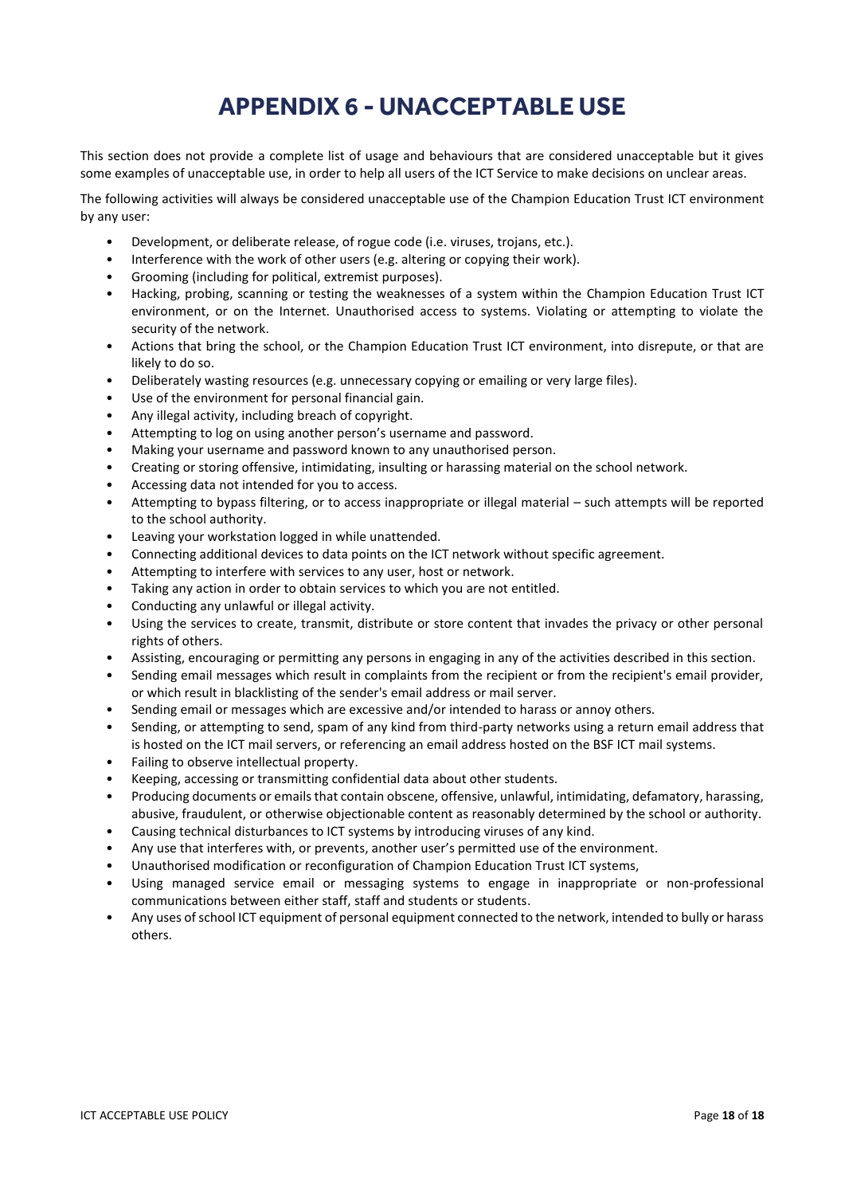# APPENDIX 6 - UNACCEPTABLE USE

This section does not provide a complete list of usage and behaviours that are considered unacceptable but it gives some examples of unacceptable use, in order to help all users of the ICT Service to make decisions on unclear areas.

The following activities will always be considered unacceptable use of the Champion Education Trust ICT environment by any user:

- Development, or deliberate release, of rogue code (i.e. viruses, trojans, etc.).
- Interference with the work of other users (e.g. altering or copying their work).
- Grooming (including for political, extremist purposes).
- Hacking, probing, scanning or testing the weaknesses of a system within the Champion Education Trust ICT environment, or on the Internet. Unauthorised access to systems. Violating or attempting to violate the security of the network.
- Actions that bring the school, or the Champion Education Trust ICT environment, into disrepute, or that are likely to do so.
- Deliberately wasting resources (e.g. unnecessary copying or emailing or very large files).
- Use of the environment for personal financial gain.
- Any illegal activity, including breach of copyright.
- Attempting to log on using another person's username and password.
- Making your username and password known to any unauthorised person.
- Creating or storing offensive, intimidating, insulting or harassing material on the school network.
- Accessing data not intended for you to access.
- Attempting to bypass filtering, or to access inappropriate or illegal material – such attempts will be reported to the school authority.
- Leaving your workstation logged in while unattended.
- Connecting additional devices to data points on the ICT network without specific agreement.
- Attempting to interfere with services to any user, host or network.
- Taking any action in order to obtain services to which you are not entitled.
- Conducting any unlawful or illegal activity.
- Using the services to create, transmit, distribute or store content that invades the privacy or other personal rights of others.
- Assisting, encouraging or permitting any persons in engaging in any of the activities described in this section.
- Sending email messages which result in complaints from the recipient or from the recipient's email provider, or which result in blacklisting of the sender's email address or mail server.
- Sending email or messages which are excessive and/or intended to harass or annoy others.
- Sending, or attempting to send, spam of any kind from third-party networks using a return email address that is hosted on the ICT mail servers, or referencing an email address hosted on the BSF ICT mail systems.
- Failing to observe intellectual property.
- Keeping, accessing or transmitting confidential data about other students.
- Producing documents or emails that contain obscene, offensive, unlawful, intimidating, defamatory, harassing, abusive, fraudulent, or otherwise objectionable content as reasonably determined by the school or authority.
- Causing technical disturbances to ICT systems by introducing viruses of any kind.
- Any use that interferes with, or prevents, another user's permitted use of the environment.
- Unauthorised modification or reconfiguration of Champion Education Trust ICT systems,
- Using managed service email or messaging systems to engage in inappropriate or non-professional communications between either staff, staff and students or students.
- Any uses of school ICT equipment of personal equipment connected to the network, intended to bully or harass others.